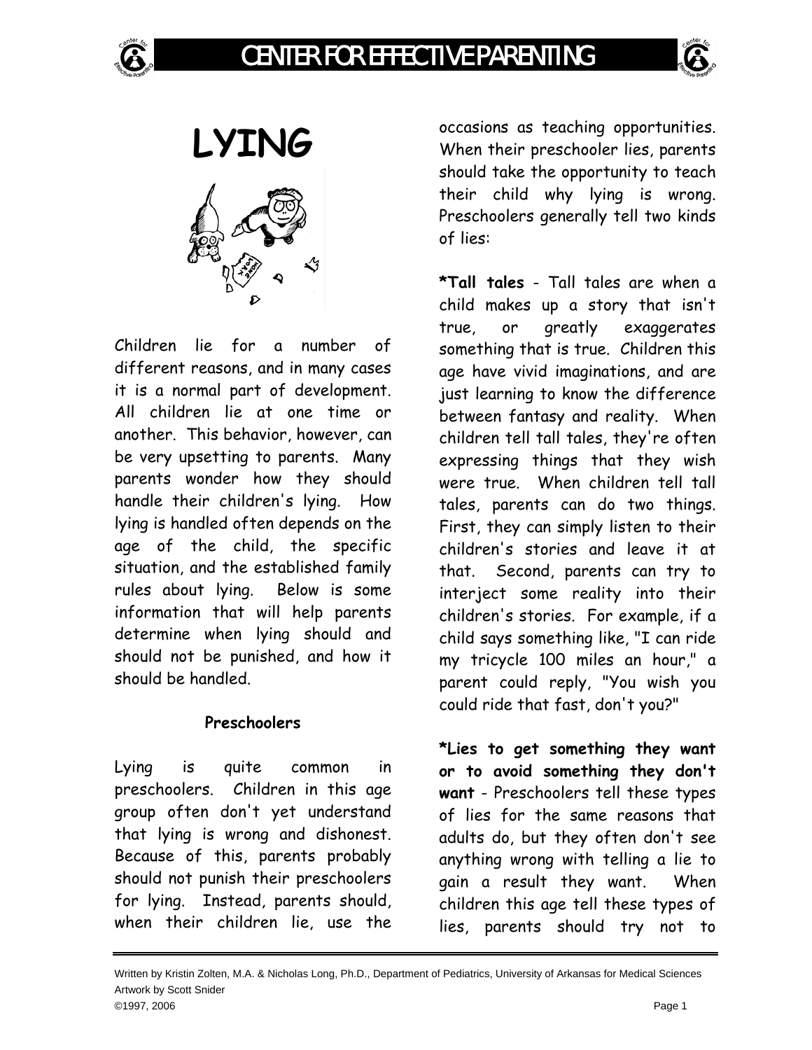# LYING

Children lie for a number of different reasons, and in many cases it is a normal part of development. All children lie at one time or another. This behavior, however, can be very upsetting to parents. Many parents wonder how they should handle their children's lying. How lying is handled often depends on the age of the child, the specific situation, and the established family rules about lying. Below is some information that will help parents determine when lying should and should not be punished, and how it should be handled.

### Preschoolers

Lying is quite common in preschoolers. Children in this age group often don't yet understand that lying is wrong and dishonest. Because of this, parents probably should not punish their preschoolers for lying. Instead, parents should, when their children lie, use the occasions as teaching opportunities. When their preschooler lies, parents should take the opportunity to teach their child why lying is wrong. Preschoolers generally tell two kinds of lies:

***Tall tales** - Tall tales are when a child makes up a story that isn't true, or greatly exaggerates something that is true. Children this age have vivid imaginations, and are just learning to know the difference between fantasy and reality. When children tell tall tales, they're often expressing things that they wish were true. When children tell tall tales, parents can do two things. First, they can simply listen to their children's stories and leave it at that. Second, parents can try to interject some reality into their children's stories. For example, if a child says something like, "I can ride my tricycle 100 miles an hour," a parent could reply, "You wish you could ride that fast, don't you?"

***Lies to get something they want or to avoid something they don't want** - Preschoolers tell these types of lies for the same reasons that adults do, but they often don't see anything wrong with telling a lie to gain a result they want. When children this age tell these types of lies, parents should try not to

Written by Kristin Zolten, M.A. & Nicholas Long, Ph.D., Department of Pediatrics, University of Arkansas for Medical Sciences
Artwork by Scott Snider
©1997, 2006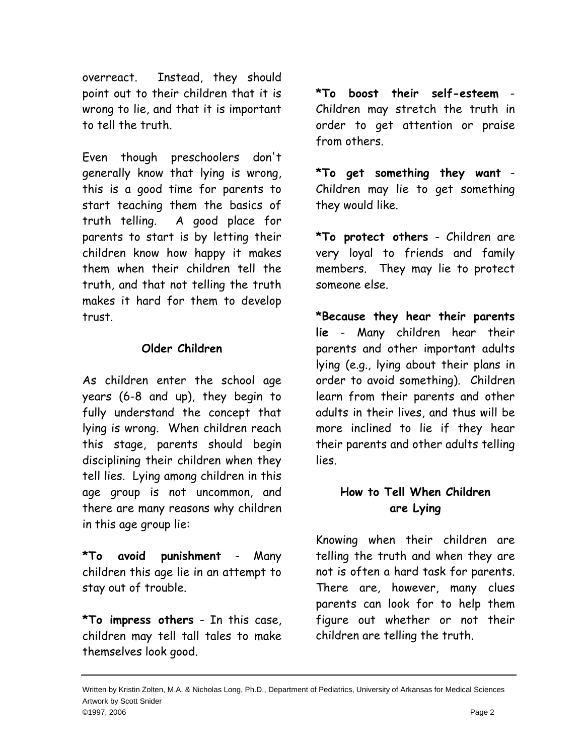overreact. Instead, they should point out to their children that it is wrong to lie, and that it is important to tell the truth.

Even though preschoolers don't generally know that lying is wrong, this is a good time for parents to start teaching them the basics of truth telling. A good place for parents to start is by letting their children know how happy it makes them when their children tell the truth, and that not telling the truth makes it hard for them to develop trust.

### Older Children

As children enter the school age years (6-8 and up), they begin to fully understand the concept that lying is wrong. When children reach this stage, parents should begin disciplining their children when they tell lies. Lying among children in this age group is not uncommon, and there are many reasons why children in this age group lie:

**\*To avoid punishment** - Many children this age lie in an attempt to stay out of trouble.

**\*To impress others** - In this case, children may tell tall tales to make themselves look good.

**\*To boost their self-esteem** - Children may stretch the truth in order to get attention or praise from others.

**\*To get something they want** - Children may lie to get something they would like.

**\*To protect others** - Children are very loyal to friends and family members. They may lie to protect someone else.

**\*Because they hear their parents lie** - Many children hear their parents and other important adults lying (e.g., lying about their plans in order to avoid something). Children learn from their parents and other adults in their lives, and thus will be more inclined to lie if they hear their parents and other adults telling lies.

### How to Tell When Children are Lying

Knowing when their children are telling the truth and when they are not is often a hard task for parents. There are, however, many clues parents can look for to help them figure out whether or not their children are telling the truth.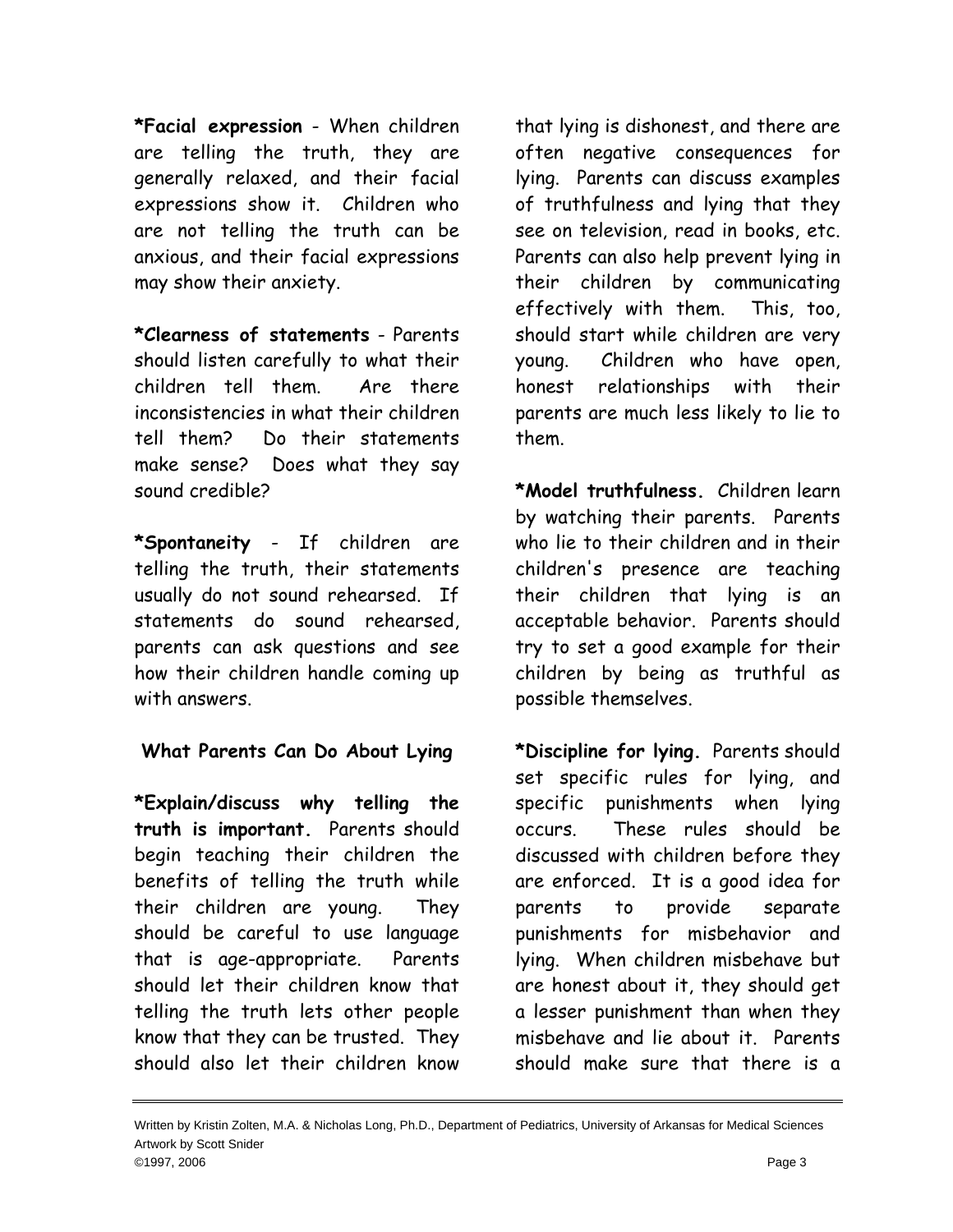**\*Facial expression** - When children are telling the truth, they are generally relaxed, and their facial expressions show it. Children who are not telling the truth can be anxious, and their facial expressions may show their anxiety.

**\*Clearness of statements** - Parents should listen carefully to what their children tell them. Are there inconsistencies in what their children tell them? Do their statements make sense? Does what they say sound credible?

**\*Spontaneity** - If children are telling the truth, their statements usually do not sound rehearsed. If statements do sound rehearsed, parents can ask questions and see how their children handle coming up with answers.

### What Parents Can Do About Lying

**\*Explain/discuss why telling the truth is important.** Parents should begin teaching their children the benefits of telling the truth while their children are young. They should be careful to use language that is age-appropriate. Parents should let their children know that telling the truth lets other people know that they can be trusted. They should also let their children know that lying is dishonest, and there are often negative consequences for lying. Parents can discuss examples of truthfulness and lying that they see on television, read in books, etc. Parents can also help prevent lying in their children by communicating effectively with them. This, too, should start while children are very young. Children who have open, honest relationships with their parents are much less likely to lie to them.

**\*Model truthfulness.** Children learn by watching their parents. Parents who lie to their children and in their children's presence are teaching their children that lying is an acceptable behavior. Parents should try to set a good example for their children by being as truthful as possible themselves.

**\*Discipline for lying.** Parents should set specific rules for lying, and specific punishments when lying occurs. These rules should be discussed with children before they are enforced. It is a good idea for parents to provide separate punishments for misbehavior and lying. When children misbehave but are honest about it, they should get a lesser punishment than when they misbehave and lie about it. Parents should make sure that there is a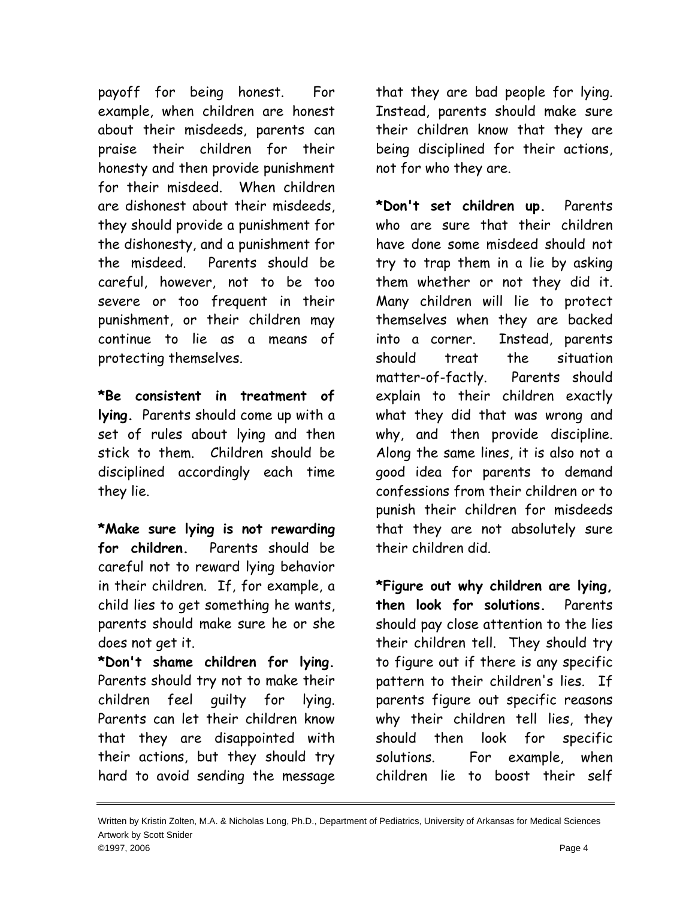payoff for being honest. For example, when children are honest about their misdeeds, parents can praise their children for their honesty and then provide punishment for their misdeed. When children are dishonest about their misdeeds, they should provide a punishment for the dishonesty, and a punishment for the misdeed. Parents should be careful, however, not to be too severe or too frequent in their punishment, or their children may continue to lie as a means of protecting themselves.

**\*Be consistent in treatment of lying.** Parents should come up with a set of rules about lying and then stick to them. Children should be disciplined accordingly each time they lie.

**\*Make sure lying is not rewarding for children.** Parents should be careful not to reward lying behavior in their children. If, for example, a child lies to get something he wants, parents should make sure he or she does not get it.

**\*Don't shame children for lying.** Parents should try not to make their children feel guilty for lying. Parents can let their children know that they are disappointed with their actions, but they should try hard to avoid sending the message that they are bad people for lying. Instead, parents should make sure their children know that they are being disciplined for their actions, not for who they are.

**\*Don't set children up.** Parents who are sure that their children have done some misdeed should not try to trap them in a lie by asking them whether or not they did it. Many children will lie to protect themselves when they are backed into a corner. Instead, parents should treat the situation matter-of-factly. Parents should explain to their children exactly what they did that was wrong and why, and then provide discipline. Along the same lines, it is also not a good idea for parents to demand confessions from their children or to punish their children for misdeeds that they are not absolutely sure their children did.

**\*Figure out why children are lying, then look for solutions.** Parents should pay close attention to the lies their children tell. They should try to figure out if there is any specific pattern to their children's lies. If parents figure out specific reasons why their children tell lies, they should then look for specific solutions. For example, when children lie to boost their self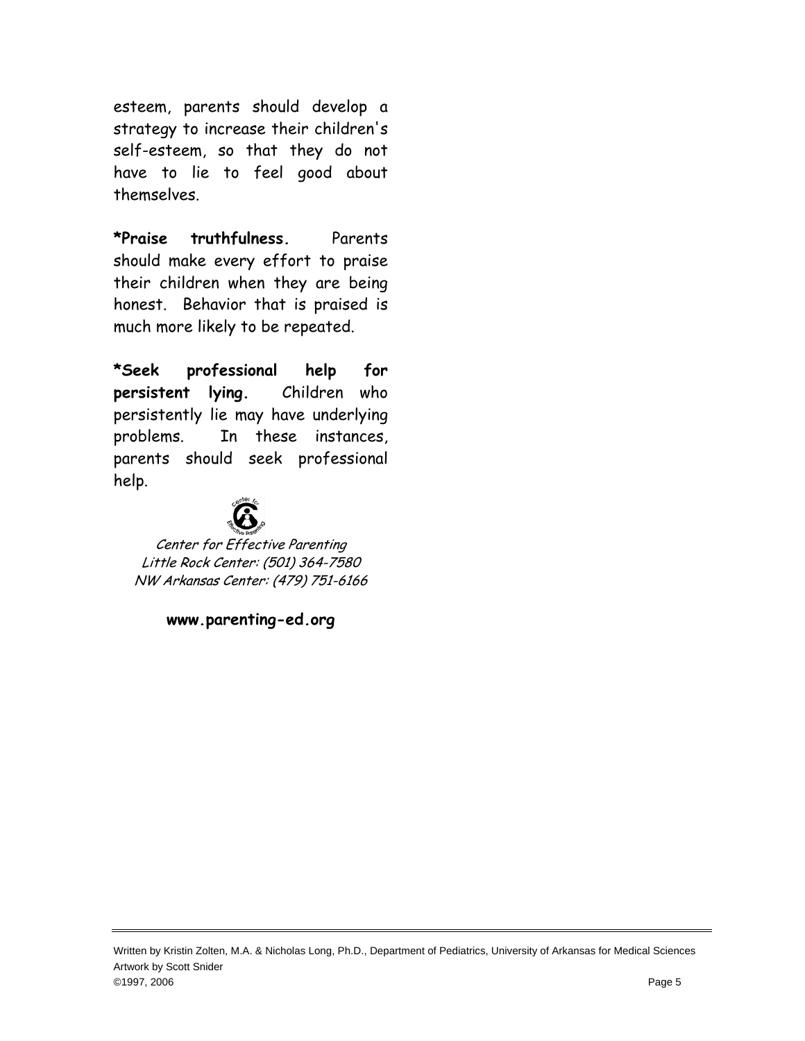esteem, parents should develop a strategy to increase their children's self-esteem, so that they do not have to lie to feel good about themselves.

**\*Praise truthfulness.** Parents should make every effort to praise their children when they are being honest. Behavior that is praised is much more likely to be repeated.

**\*Seek professional help for persistent lying.** Children who persistently lie may have underlying problems. In these instances, parents should seek professional help.

*Center for Effective Parenting*
*Little Rock Center: (501) 364-7580*
*NW Arkansas Center: (479) 751-6166*

**www.parenting-ed.org**

Written by Kristin Zolten, M.A. & Nicholas Long, Ph.D., Department of Pediatrics, University of Arkansas for Medical Sciences
Artwork by Scott Snider
©1997, 2006